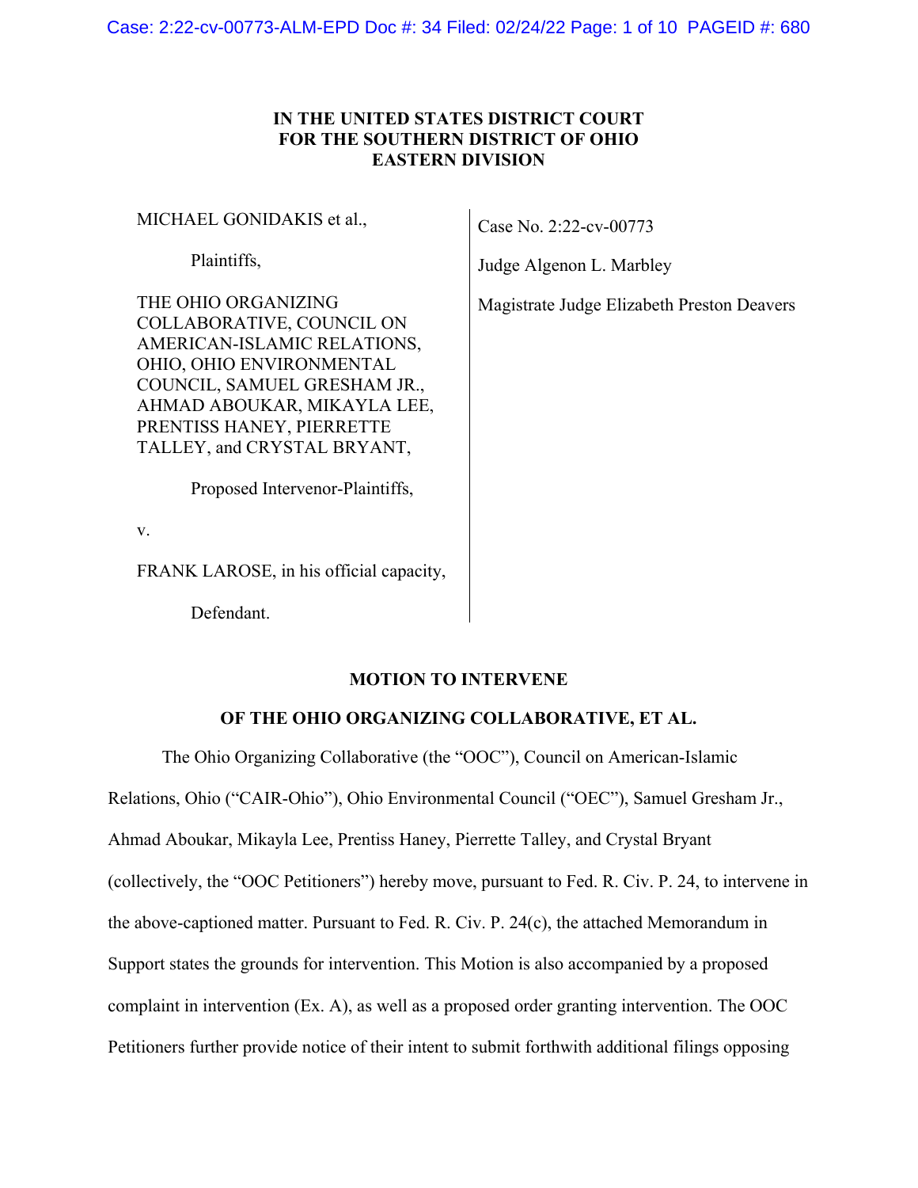**IN THE UNITED STATES DISTRICT COURT**
**FOR THE SOUTHERN DISTRICT OF OHIO**
**EASTERN DIVISION**

MICHAEL GONIDAKIS et al.,

Plaintiffs,

THE OHIO ORGANIZING COLLABORATIVE, COUNCIL ON AMERICAN-ISLAMIC RELATIONS, OHIO, OHIO ENVIRONMENTAL COUNCIL, SAMUEL GRESHAM JR., AHMAD ABOUKAR, MIKAYLA LEE, PRENTISS HANEY, PIERRETTE TALLEY, and CRYSTAL BRYANT,

Proposed Intervenor-Plaintiffs,

v.

FRANK LAROSE, in his official capacity,

Defendant.

Case No. 2:22-cv-00773

Judge Algenon L. Marbley

Magistrate Judge Elizabeth Preston Deavers

**MOTION TO INTERVENE**

**OF THE OHIO ORGANIZING COLLABORATIVE, ET AL.**

The Ohio Organizing Collaborative (the "OOC"), Council on American-Islamic Relations, Ohio ("CAIR-Ohio"), Ohio Environmental Council ("OEC"), Samuel Gresham Jr., Ahmad Aboukar, Mikayla Lee, Prentiss Haney, Pierrette Talley, and Crystal Bryant (collectively, the "OOC Petitioners") hereby move, pursuant to Fed. R. Civ. P. 24, to intervene in the above-captioned matter. Pursuant to Fed. R. Civ. P. 24(c), the attached Memorandum in Support states the grounds for intervention. This Motion is also accompanied by a proposed complaint in intervention (Ex. A), as well as a proposed order granting intervention. The OOC Petitioners further provide notice of their intent to submit forthwith additional filings opposing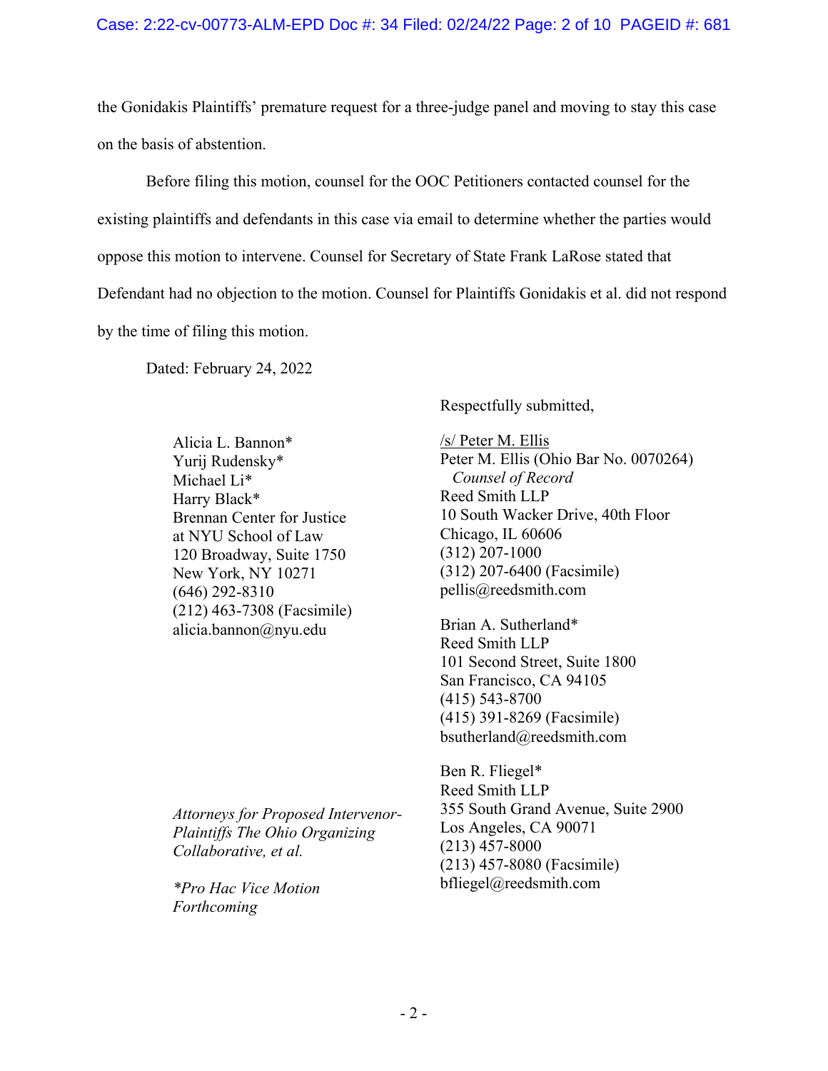the Gonidakis Plaintiffs' premature request for a three-judge panel and moving to stay this case on the basis of abstention.

Before filing this motion, counsel for the OOC Petitioners contacted counsel for the existing plaintiffs and defendants in this case via email to determine whether the parties would oppose this motion to intervene. Counsel for Secretary of State Frank LaRose stated that Defendant had no objection to the motion. Counsel for Plaintiffs Gonidakis et al. did not respond by the time of filing this motion.

Dated: February 24, 2022

Respectfully submitted,

/s/ Peter M. Ellis
Peter M. Ellis (Ohio Bar No. 0070264)
*Counsel of Record*
Reed Smith LLP
10 South Wacker Drive, 40th Floor
Chicago, IL 60606
(312) 207-1000
(312) 207-6400 (Facsimile)
pellis@reedsmith.com

Brian A. Sutherland*
Reed Smith LLP
101 Second Street, Suite 1800
San Francisco, CA 94105
(415) 543-8700
(415) 391-8269 (Facsimile)
bsutherland@reedsmith.com

Ben R. Fliegel*
Reed Smith LLP
355 South Grand Avenue, Suite 2900
Los Angeles, CA 90071
(213) 457-8000
(213) 457-8080 (Facsimile)
bfliegel@reedsmith.com

Alicia L. Bannon*
Yurij Rudensky*
Michael Li*
Harry Black*
Brennan Center for Justice
at NYU School of Law
120 Broadway, Suite 1750
New York, NY 10271
(646) 292-8310
(212) 463-7308 (Facsimile)
alicia.bannon@nyu.edu

*Attorneys for Proposed Intervenor-Plaintiffs The Ohio Organizing Collaborative, et al.*

**Pro Hac Vice Motion Forthcoming*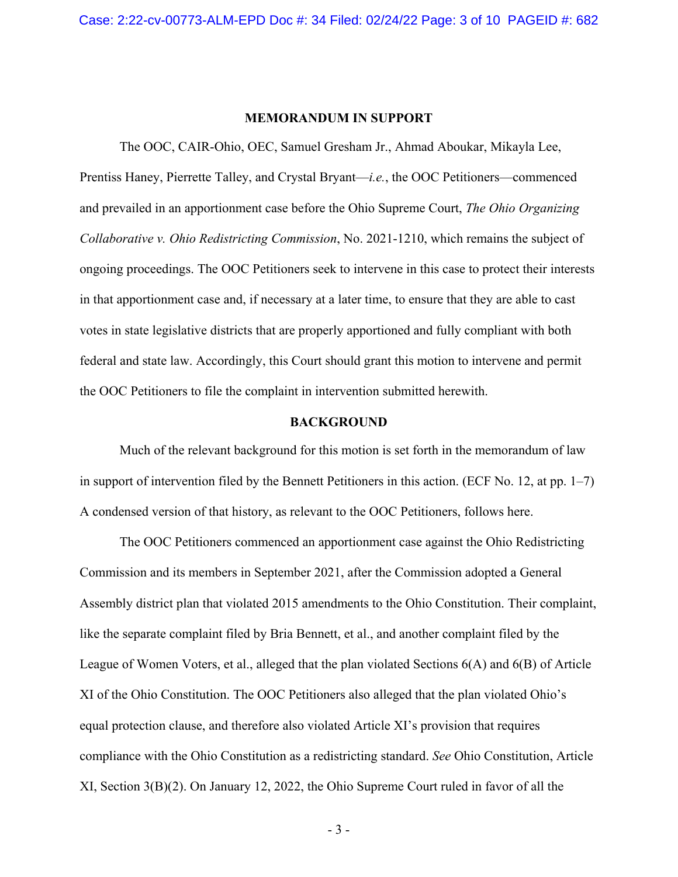## MEMORANDUM IN SUPPORT

The OOC, CAIR-Ohio, OEC, Samuel Gresham Jr., Ahmad Aboukar, Mikayla Lee, Prentiss Haney, Pierrette Talley, and Crystal Bryant—*i.e.*, the OOC Petitioners—commenced and prevailed in an apportionment case before the Ohio Supreme Court, *The Ohio Organizing Collaborative v. Ohio Redistricting Commission*, No. 2021-1210, which remains the subject of ongoing proceedings. The OOC Petitioners seek to intervene in this case to protect their interests in that apportionment case and, if necessary at a later time, to ensure that they are able to cast votes in state legislative districts that are properly apportioned and fully compliant with both federal and state law. Accordingly, this Court should grant this motion to intervene and permit the OOC Petitioners to file the complaint in intervention submitted herewith.

## BACKGROUND

Much of the relevant background for this motion is set forth in the memorandum of law in support of intervention filed by the Bennett Petitioners in this action. (ECF No. 12, at pp. 1–7) A condensed version of that history, as relevant to the OOC Petitioners, follows here.

The OOC Petitioners commenced an apportionment case against the Ohio Redistricting Commission and its members in September 2021, after the Commission adopted a General Assembly district plan that violated 2015 amendments to the Ohio Constitution. Their complaint, like the separate complaint filed by Bria Bennett, et al., and another complaint filed by the League of Women Voters, et al., alleged that the plan violated Sections 6(A) and 6(B) of Article XI of the Ohio Constitution. The OOC Petitioners also alleged that the plan violated Ohio's equal protection clause, and therefore also violated Article XI's provision that requires compliance with the Ohio Constitution as a redistricting standard. *See* Ohio Constitution, Article XI, Section 3(B)(2). On January 12, 2022, the Ohio Supreme Court ruled in favor of all the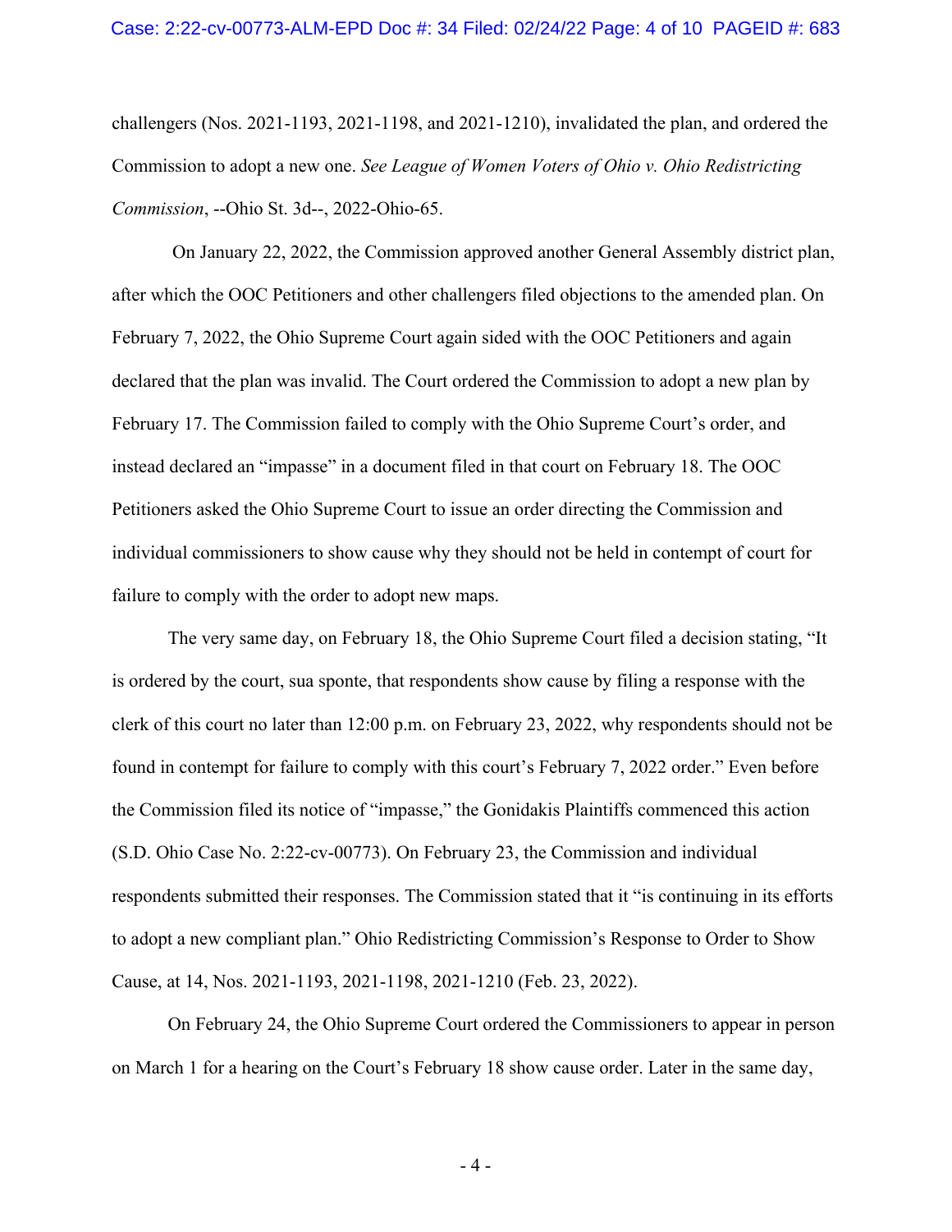challengers (Nos. 2021-1193, 2021-1198, and 2021-1210), invalidated the plan, and ordered the Commission to adopt a new one. *See League of Women Voters of Ohio v. Ohio Redistricting Commission*, --Ohio St. 3d--, 2022-Ohio-65.

On January 22, 2022, the Commission approved another General Assembly district plan, after which the OOC Petitioners and other challengers filed objections to the amended plan. On February 7, 2022, the Ohio Supreme Court again sided with the OOC Petitioners and again declared that the plan was invalid. The Court ordered the Commission to adopt a new plan by February 17. The Commission failed to comply with the Ohio Supreme Court's order, and instead declared an "impasse" in a document filed in that court on February 18. The OOC Petitioners asked the Ohio Supreme Court to issue an order directing the Commission and individual commissioners to show cause why they should not be held in contempt of court for failure to comply with the order to adopt new maps.

The very same day, on February 18, the Ohio Supreme Court filed a decision stating, "It is ordered by the court, sua sponte, that respondents show cause by filing a response with the clerk of this court no later than 12:00 p.m. on February 23, 2022, why respondents should not be found in contempt for failure to comply with this court's February 7, 2022 order." Even before the Commission filed its notice of "impasse," the Gonidakis Plaintiffs commenced this action (S.D. Ohio Case No. 2:22-cv-00773). On February 23, the Commission and individual respondents submitted their responses. The Commission stated that it "is continuing in its efforts to adopt a new compliant plan." Ohio Redistricting Commission's Response to Order to Show Cause, at 14, Nos. 2021-1193, 2021-1198, 2021-1210 (Feb. 23, 2022).

On February 24, the Ohio Supreme Court ordered the Commissioners to appear in person on March 1 for a hearing on the Court's February 18 show cause order. Later in the same day,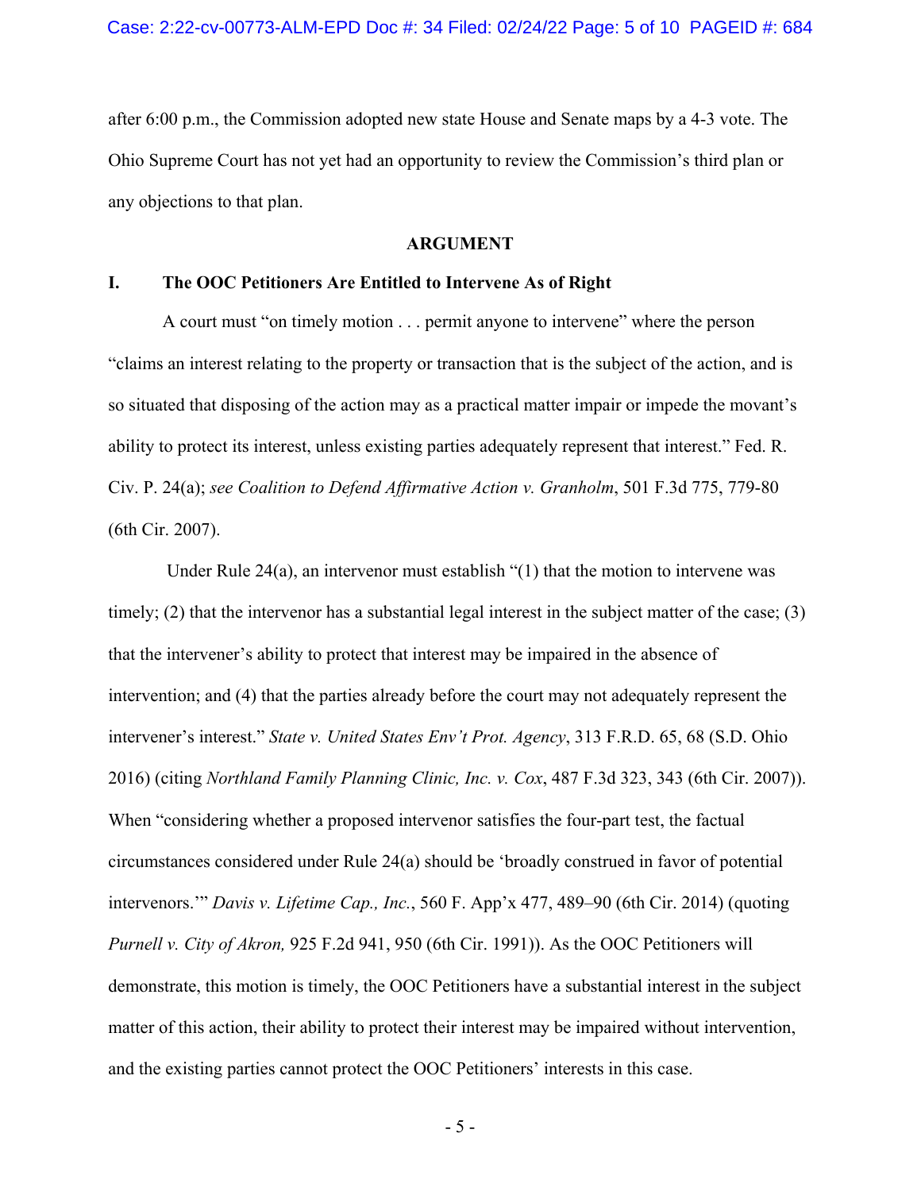after 6:00 p.m., the Commission adopted new state House and Senate maps by a 4-3 vote. The Ohio Supreme Court has not yet had an opportunity to review the Commission's third plan or any objections to that plan.

## ARGUMENT

### I. The OOC Petitioners Are Entitled to Intervene As of Right

A court must "on timely motion . . . permit anyone to intervene" where the person "claims an interest relating to the property or transaction that is the subject of the action, and is so situated that disposing of the action may as a practical matter impair or impede the movant's ability to protect its interest, unless existing parties adequately represent that interest." Fed. R. Civ. P. 24(a); *see Coalition to Defend Affirmative Action v. Granholm*, 501 F.3d 775, 779-80 (6th Cir. 2007).

Under Rule 24(a), an intervenor must establish "(1) that the motion to intervene was timely; (2) that the intervenor has a substantial legal interest in the subject matter of the case; (3) that the intervener's ability to protect that interest may be impaired in the absence of intervention; and (4) that the parties already before the court may not adequately represent the intervener's interest." *State v. United States Env't Prot. Agency*, 313 F.R.D. 65, 68 (S.D. Ohio 2016) (citing *Northland Family Planning Clinic, Inc. v. Cox*, 487 F.3d 323, 343 (6th Cir. 2007)). When "considering whether a proposed intervenor satisfies the four-part test, the factual circumstances considered under Rule 24(a) should be 'broadly construed in favor of potential intervenors.'" *Davis v. Lifetime Cap., Inc.*, 560 F. App'x 477, 489–90 (6th Cir. 2014) (quoting *Purnell v. City of Akron,* 925 F.2d 941, 950 (6th Cir. 1991)). As the OOC Petitioners will demonstrate, this motion is timely, the OOC Petitioners have a substantial interest in the subject matter of this action, their ability to protect their interest may be impaired without intervention, and the existing parties cannot protect the OOC Petitioners' interests in this case.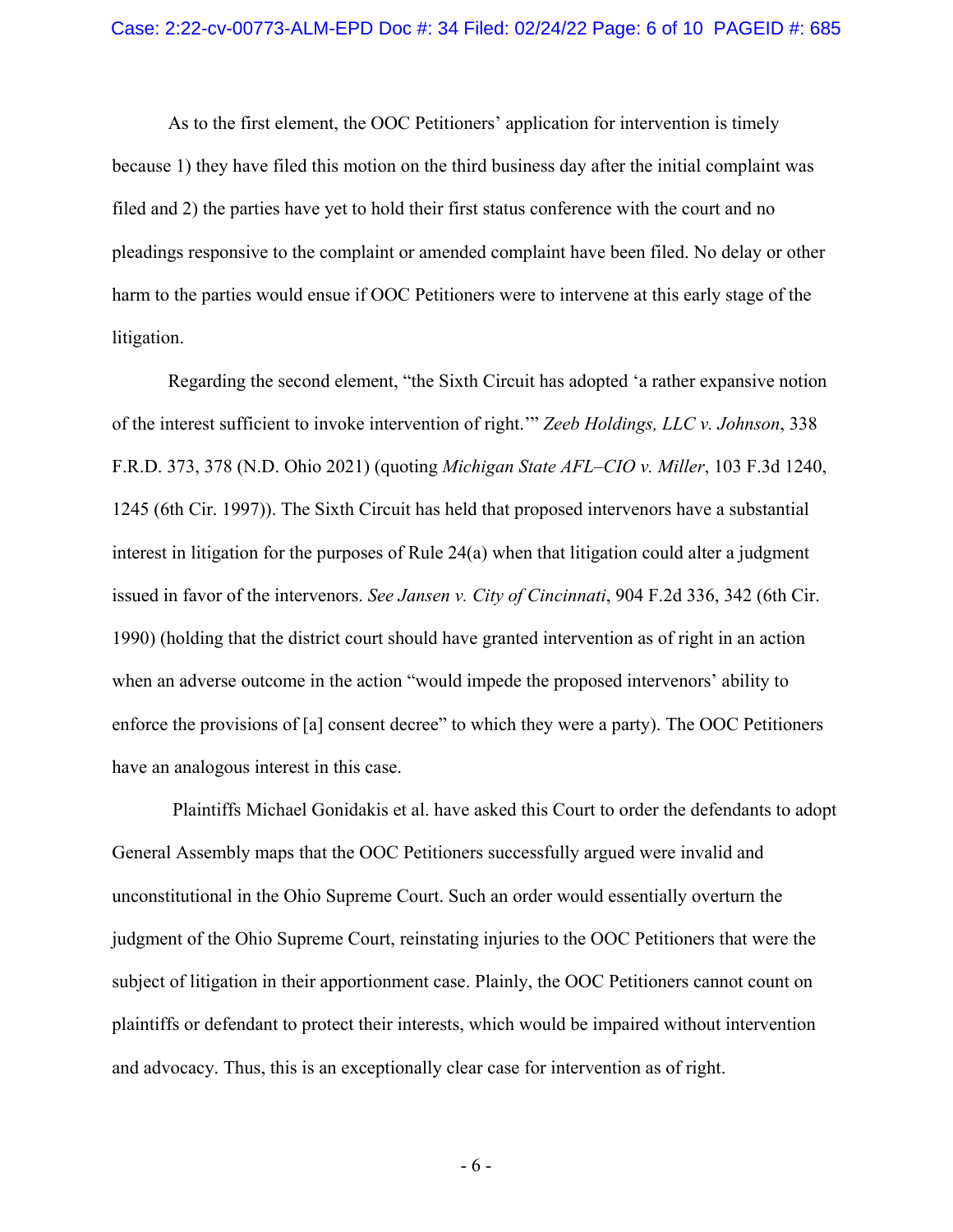As to the first element, the OOC Petitioners' application for intervention is timely because 1) they have filed this motion on the third business day after the initial complaint was filed and 2) the parties have yet to hold their first status conference with the court and no pleadings responsive to the complaint or amended complaint have been filed. No delay or other harm to the parties would ensue if OOC Petitioners were to intervene at this early stage of the litigation.

Regarding the second element, "the Sixth Circuit has adopted 'a rather expansive notion of the interest sufficient to invoke intervention of right.'" *Zeeb Holdings, LLC v. Johnson*, 338 F.R.D. 373, 378 (N.D. Ohio 2021) (quoting *Michigan State AFL–CIO v. Miller*, 103 F.3d 1240, 1245 (6th Cir. 1997)). The Sixth Circuit has held that proposed intervenors have a substantial interest in litigation for the purposes of Rule 24(a) when that litigation could alter a judgment issued in favor of the intervenors. *See Jansen v. City of Cincinnati*, 904 F.2d 336, 342 (6th Cir. 1990) (holding that the district court should have granted intervention as of right in an action when an adverse outcome in the action "would impede the proposed intervenors' ability to enforce the provisions of [a] consent decree" to which they were a party). The OOC Petitioners have an analogous interest in this case.

Plaintiffs Michael Gonidakis et al. have asked this Court to order the defendants to adopt General Assembly maps that the OOC Petitioners successfully argued were invalid and unconstitutional in the Ohio Supreme Court. Such an order would essentially overturn the judgment of the Ohio Supreme Court, reinstating injuries to the OOC Petitioners that were the subject of litigation in their apportionment case. Plainly, the OOC Petitioners cannot count on plaintiffs or defendant to protect their interests, which would be impaired without intervention and advocacy. Thus, this is an exceptionally clear case for intervention as of right.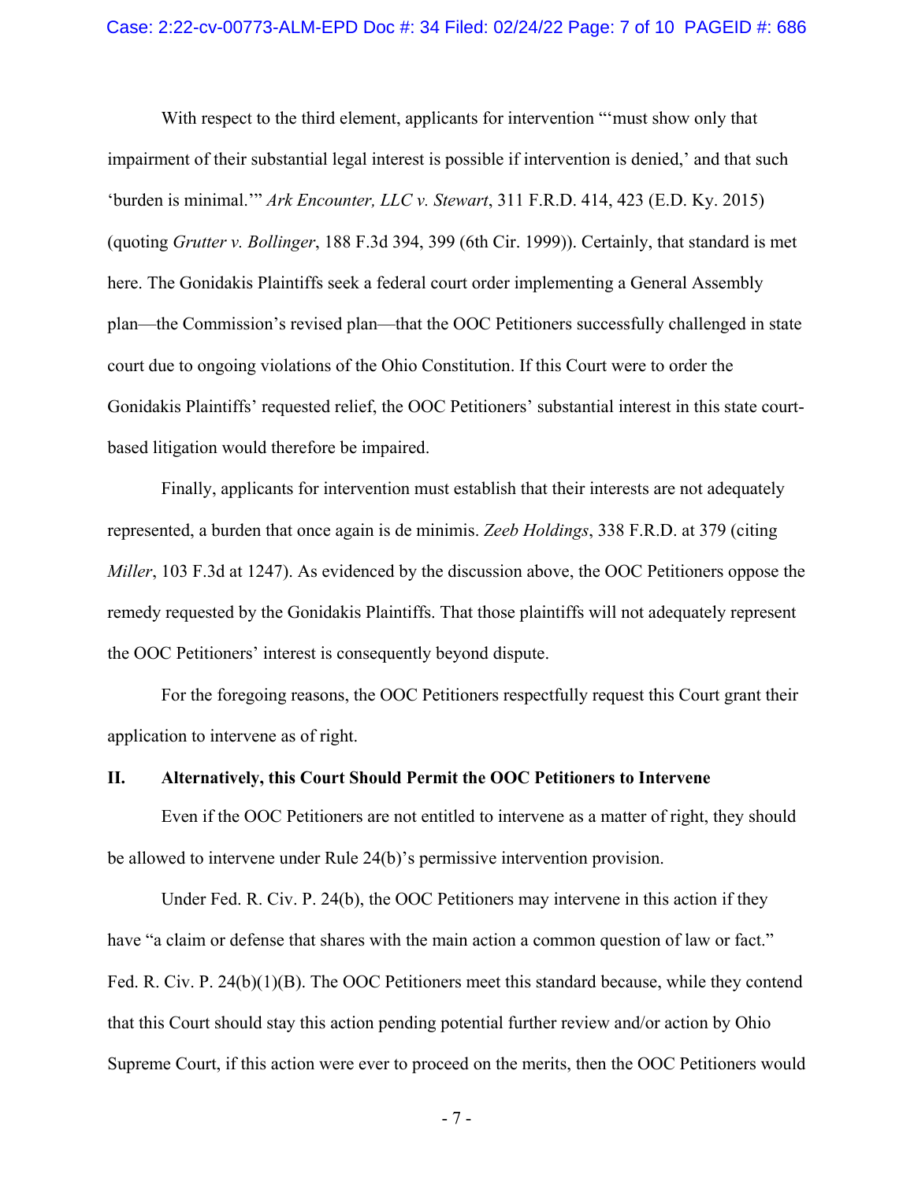With respect to the third element, applicants for intervention "'must show only that impairment of their substantial legal interest is possible if intervention is denied,' and that such 'burden is minimal.'" *Ark Encounter, LLC v. Stewart*, 311 F.R.D. 414, 423 (E.D. Ky. 2015) (quoting *Grutter v. Bollinger*, 188 F.3d 394, 399 (6th Cir. 1999)). Certainly, that standard is met here. The Gonidakis Plaintiffs seek a federal court order implementing a General Assembly plan—the Commission's revised plan—that the OOC Petitioners successfully challenged in state court due to ongoing violations of the Ohio Constitution. If this Court were to order the Gonidakis Plaintiffs' requested relief, the OOC Petitioners' substantial interest in this state court-based litigation would therefore be impaired.

Finally, applicants for intervention must establish that their interests are not adequately represented, a burden that once again is de minimis. *Zeeb Holdings*, 338 F.R.D. at 379 (citing *Miller*, 103 F.3d at 1247). As evidenced by the discussion above, the OOC Petitioners oppose the remedy requested by the Gonidakis Plaintiffs. That those plaintiffs will not adequately represent the OOC Petitioners' interest is consequently beyond dispute.

For the foregoing reasons, the OOC Petitioners respectfully request this Court grant their application to intervene as of right.

## II. Alternatively, this Court Should Permit the OOC Petitioners to Intervene

Even if the OOC Petitioners are not entitled to intervene as a matter of right, they should be allowed to intervene under Rule 24(b)'s permissive intervention provision.

Under Fed. R. Civ. P. 24(b), the OOC Petitioners may intervene in this action if they have "a claim or defense that shares with the main action a common question of law or fact." Fed. R. Civ. P. 24(b)(1)(B). The OOC Petitioners meet this standard because, while they contend that this Court should stay this action pending potential further review and/or action by Ohio Supreme Court, if this action were ever to proceed on the merits, then the OOC Petitioners would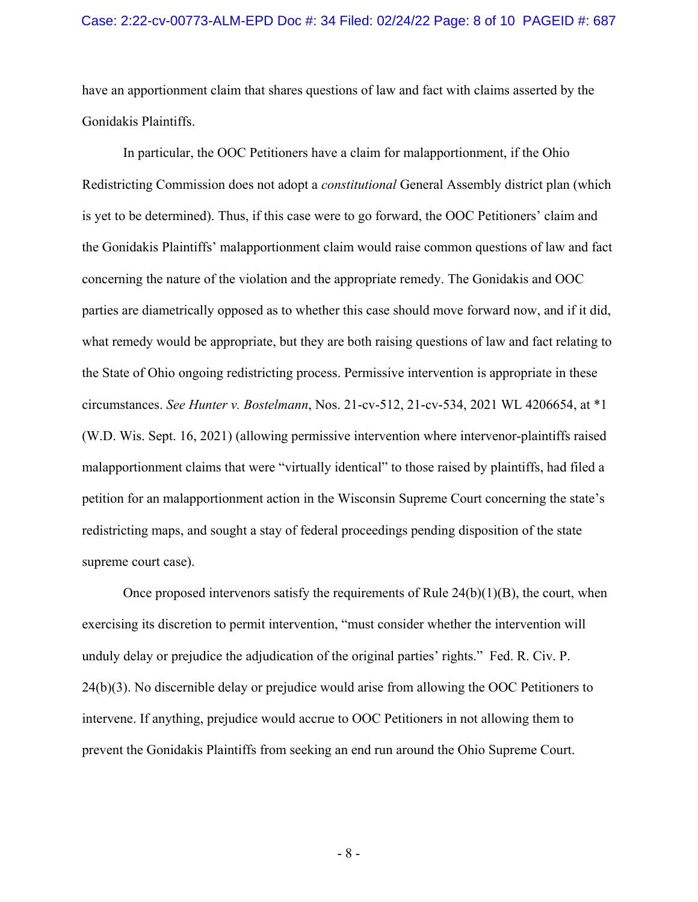have an apportionment claim that shares questions of law and fact with claims asserted by the Gonidakis Plaintiffs.

In particular, the OOC Petitioners have a claim for malapportionment, if the Ohio Redistricting Commission does not adopt a *constitutional* General Assembly district plan (which is yet to be determined). Thus, if this case were to go forward, the OOC Petitioners' claim and the Gonidakis Plaintiffs' malapportionment claim would raise common questions of law and fact concerning the nature of the violation and the appropriate remedy. The Gonidakis and OOC parties are diametrically opposed as to whether this case should move forward now, and if it did, what remedy would be appropriate, but they are both raising questions of law and fact relating to the State of Ohio ongoing redistricting process. Permissive intervention is appropriate in these circumstances. *See Hunter v. Bostelmann*, Nos. 21-cv-512, 21-cv-534, 2021 WL 4206654, at *1 (W.D. Wis. Sept. 16, 2021) (allowing permissive intervention where intervenor-plaintiffs raised malapportionment claims that were "virtually identical" to those raised by plaintiffs, had filed a petition for an malapportionment action in the Wisconsin Supreme Court concerning the state's redistricting maps, and sought a stay of federal proceedings pending disposition of the state supreme court case).

Once proposed intervenors satisfy the requirements of Rule 24(b)(1)(B), the court, when exercising its discretion to permit intervention, "must consider whether the intervention will unduly delay or prejudice the adjudication of the original parties' rights." Fed. R. Civ. P. 24(b)(3). No discernible delay or prejudice would arise from allowing the OOC Petitioners to intervene. If anything, prejudice would accrue to OOC Petitioners in not allowing them to prevent the Gonidakis Plaintiffs from seeking an end run around the Ohio Supreme Court.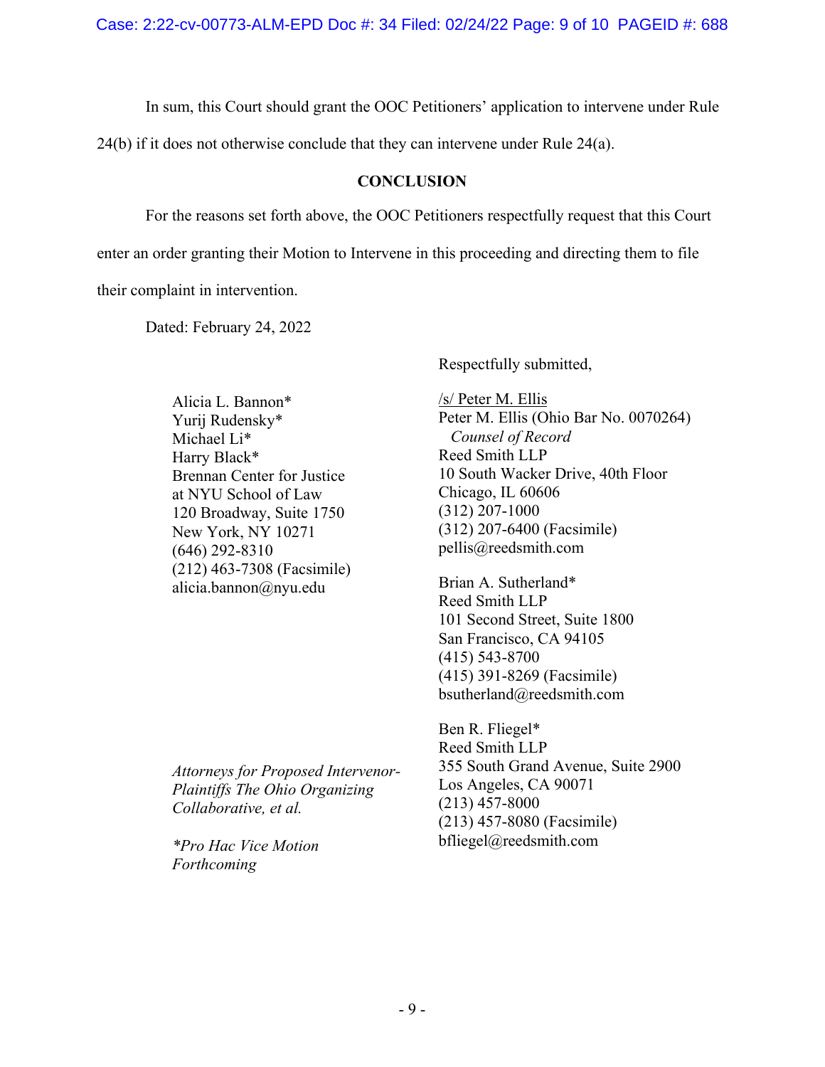In sum, this Court should grant the OOC Petitioners' application to intervene under Rule 24(b) if it does not otherwise conclude that they can intervene under Rule 24(a).

## CONCLUSION

For the reasons set forth above, the OOC Petitioners respectfully request that this Court enter an order granting their Motion to Intervene in this proceeding and directing them to file their complaint in intervention.

Dated: February 24, 2022

Respectfully submitted,

/s/ Peter M. Ellis
Peter M. Ellis (Ohio Bar No. 0070264)
*Counsel of Record*
Reed Smith LLP
10 South Wacker Drive, 40th Floor
Chicago, IL 60606
(312) 207-1000
(312) 207-6400 (Facsimile)
pellis@reedsmith.com

Brian A. Sutherland*
Reed Smith LLP
101 Second Street, Suite 1800
San Francisco, CA 94105
(415) 543-8700
(415) 391-8269 (Facsimile)
bsutherland@reedsmith.com

Ben R. Fliegel*
Reed Smith LLP
355 South Grand Avenue, Suite 2900
Los Angeles, CA 90071
(213) 457-8000
(213) 457-8080 (Facsimile)
bfliegel@reedsmith.com

Alicia L. Bannon*
Yurij Rudensky*
Michael Li*
Harry Black*
Brennan Center for Justice
at NYU School of Law
120 Broadway, Suite 1750
New York, NY 10271
(646) 292-8310
(212) 463-7308 (Facsimile)
alicia.bannon@nyu.edu

*Attorneys for Proposed Intervenor-Plaintiffs The Ohio Organizing Collaborative, et al.*

*\*Pro Hac Vice Motion Forthcoming*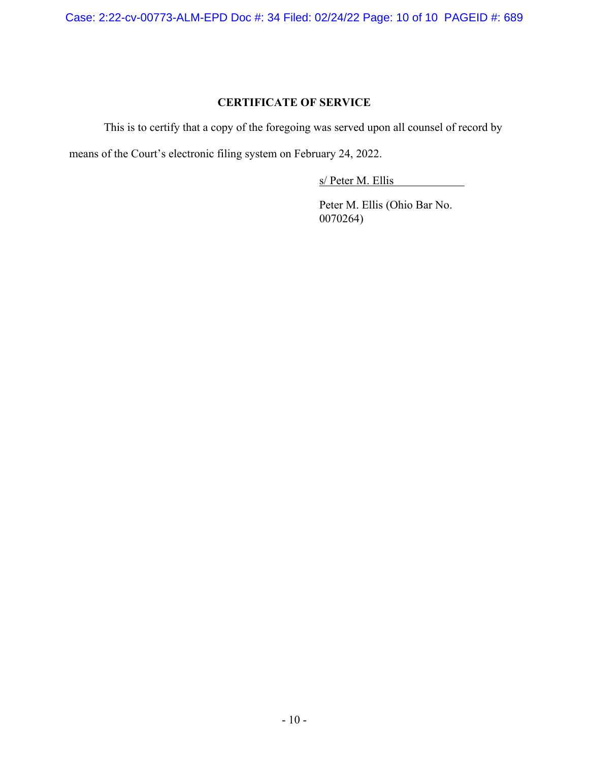## CERTIFICATE OF SERVICE

This is to certify that a copy of the foregoing was served upon all counsel of record by means of the Court's electronic filing system on February 24, 2022.

s/ Peter M. Ellis

Peter M. Ellis (Ohio Bar No. 0070264)